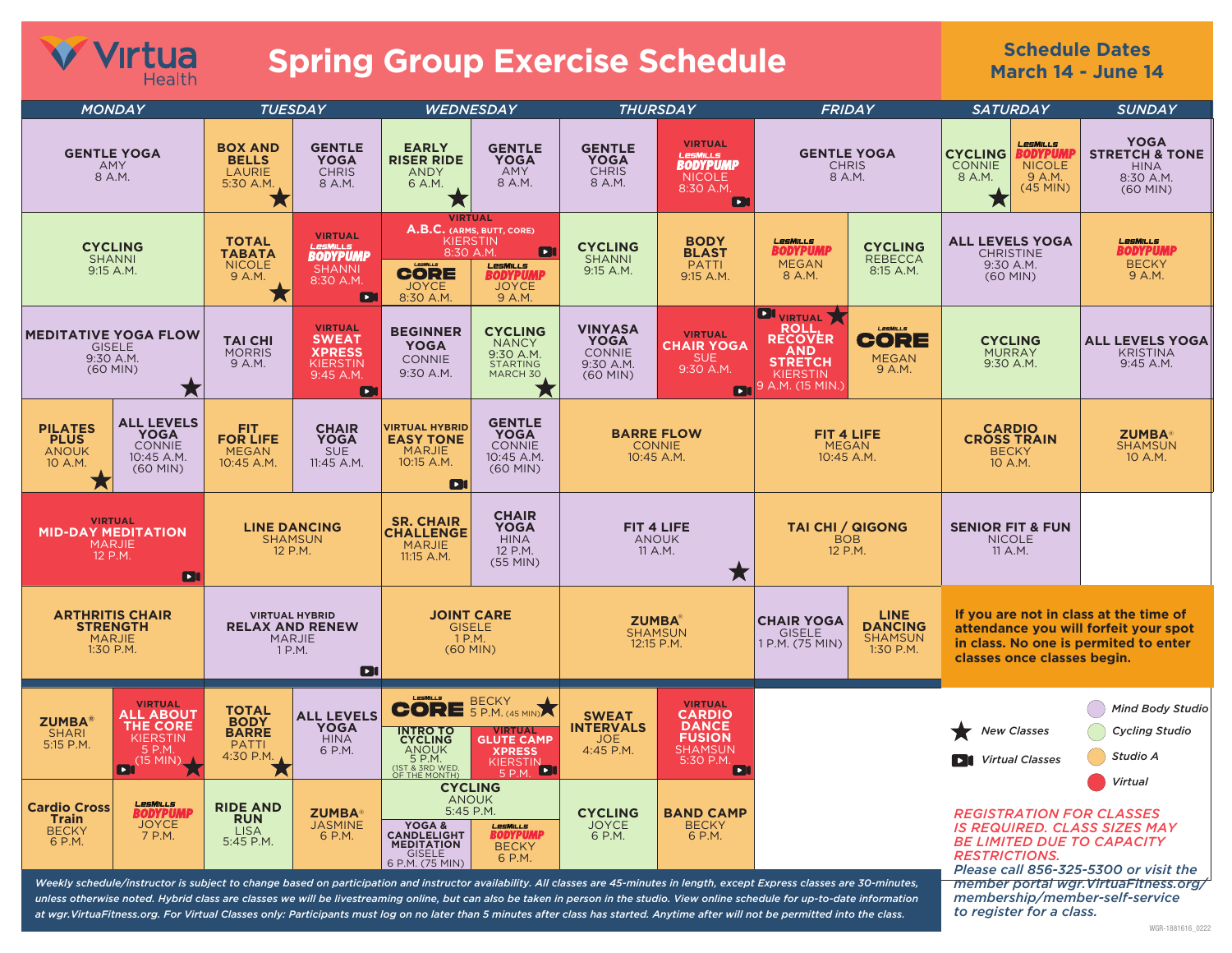# Virtua Health — Spring Group Exercise Schedule

**Schedule Dates: March 14 - June 14**

## MONDAY

- GENTLE YOGA — Amy — 8 A.M.
- CYCLING — Shanni — 9:15 A.M.
- MEDITATIVE YOGA FLOW — Gisele — 9:30 A.M. (60 MIN) ★
- PILATES PLUS — Anouk — 10 A.M. ★
- ALL LEVELS YOGA — Connie — 10:45 A.M. (60 MIN)
- VIRTUAL MID-DAY MEDITATION — Marjie — 12 P.M. (Virtual)
- ARTHRITIS CHAIR STRENGTH — Marjie — 1:30 P.M.
- ZUMBA® — Shari — 5:15 P.M.
- VIRTUAL ALL ABOUT THE CORE — Kierstin — 5 P.M. (15 MIN) (Virtual) ★
- Cardio Cross Train — Becky — 6 P.M.
- LesMills BODYPUMP — Joyce — 7 P.M.

## TUESDAY

- BOX AND BELLS — Laurie — 5:30 A.M. ★
- GENTLE YOGA — Chris — 8 A.M.
- TOTAL TABATA — Nicole — 9 A.M. ★
- VIRTUAL LesMills BODYPUMP — Shanni — 8:30 A.M. (Virtual)
- TAI CHI — Morris — 9 A.M.
- VIRTUAL SWEAT XPRESS — Kierstin — 9:45 A.M. (Virtual)
- FIT FOR LIFE — Megan — 10:45 A.M.
- CHAIR YOGA — Sue — 11:45 A.M.
- LINE DANCING — Shamsun — 12 P.M.
- VIRTUAL HYBRID RELAX AND RENEW — Marjie — 1 P.M. (Virtual)
- TOTAL BODY BARRE — Patti — 4:30 P.M. ★
- ALL LEVELS YOGA — Hina — 6 P.M.
- RIDE AND RUN — Lisa — 5:45 P.M.
- ZUMBA® — Jasmine — 6 P.M.

## WEDNESDAY

- EARLY RISER RIDE — Andy — 6 A.M. ★
- GENTLE YOGA — Amy — 8 A.M.
- VIRTUAL A.B.C. (ARMS, BUTT, CORE) — Kierstin — 8:30 A.M. (Virtual)
- LesMills CORE — Joyce — 8:30 A.M.
- LesMills BODYPUMP — Joyce — 9 A.M.
- BEGINNER YOGA — Connie — 9:30 A.M.
- CYCLING — Nancy — 9:30 A.M. STARTING MARCH 30 ★
- VIRTUAL HYBRID EASY TONE — Marjie — 10:15 A.M. (Virtual)
- GENTLE YOGA — Connie — 10:45 A.M. (60 MIN)
- SR. CHAIR CHALLENGE — Marjie — 11:15 A.M.
- CHAIR YOGA — Hina — 12 P.M. (55 MIN)
- JOINT CARE — Gisele — 1 P.M. (60 MIN)
- LesMills CORE — Becky — 5 P.M. (45 MIN) ★
- INTRO TO CYCLING — Anouk — 5 P.M. (1ST & 3RD WED. OF THE MONTH)
- VIRTUAL GLUTE CAMP XPRESS — Kierstin — 5 P.M. (Virtual)
- CYCLING — Anouk — 5:45 P.M.
- YOGA & CANDLELIGHT MEDITATION — Gisele — 6 P.M. (75 MIN)
- LesMills BODYPUMP — Becky — 6 P.M.

## THURSDAY

- GENTLE YOGA — Chris — 8 A.M.
- VIRTUAL LesMills BODYPUMP — Nicole — 8:30 A.M. (Virtual)
- CYCLING — Shanni — 9:15 A.M.
- BODY BLAST — Patti — 9:15 A.M.
- VINYASA YOGA — Connie — 9:30 A.M. (60 MIN)
- VIRTUAL CHAIR YOGA — Sue — 9:30 A.M. (Virtual)
- BARRE FLOW — Connie — 10:45 A.M.
- FIT 4 LIFE — Anouk — 11 A.M. ★
- ZUMBA® — Shamsun — 12:15 P.M.
- SWEAT INTERVALS — Joe — 4:45 P.M.
- VIRTUAL CARDIO DANCE FUSION — Shamsun — 5:30 P.M. (Virtual)
- CYCLING — Joyce — 6 P.M.
- BAND CAMP — Becky — 6 P.M.

## FRIDAY

- GENTLE YOGA — Chris — 8 A.M.
- LesMills BODYPUMP — Megan — 8 A.M.
- CYCLING — Rebecca — 8:15 A.M.
- VIRTUAL ROLL, RECOVER AND STRETCH — Kierstin — 9 A.M. (15 MIN.) (Virtual) ★
- LesMills CORE — Megan — 9 A.M.
- FIT 4 LIFE — Megan — 10:45 A.M.
- TAI CHI / QIGONG — Bob — 12 P.M.
- CHAIR YOGA — Gisele — 1 P.M. (75 MIN)
- LINE DANCING — Shamsun — 1:30 P.M.

## SATURDAY

- CYCLING — Connie — 8 A.M. ★
- LesMills BODYPUMP — Nicole — 9 A.M. (45 MIN)
- ALL LEVELS YOGA — Christine — 9:30 A.M. (60 MIN)
- CYCLING — Murray — 9:30 A.M.
- CARDIO CROSS TRAIN — Becky — 10 A.M.
- SENIOR FIT & FUN — Nicole — 11 A.M.

## SUNDAY

- YOGA STRETCH & TONE — Hina — 8:30 A.M. (60 MIN)
- LesMills BODYPUMP — Becky — 9 A.M.
- ALL LEVELS YOGA — Kristina — 9:45 A.M.
- ZUMBA® — Shamsun — 10 A.M.

**If you are not in class at the time of attendance you will forfeit your spot in class. No one is permitted to enter classes once classes begin.**

**Legend:**
- ★ New Classes
- Virtual Classes (camera icon)
- Mind Body Studio (purple)
- Cycling Studio (green)
- Studio A (orange)
- Virtual (red)

*REGISTRATION FOR CLASSES IS REQUIRED. CLASS SIZES MAY BE LIMITED DUE TO CAPACITY RESTRICTIONS.*

*Please call 856-325-5300 or visit the member portal wgr.VirtuaFitness.org/membership/member-self-service to register for a class.*

*Weekly schedule/instructor is subject to change based on participation and instructor availability. All classes are 45-minutes in length, except Express classes are 30-minutes, unless otherwise noted. Hybrid class are classes we will be livestreaming online, but can also be taken in person in the studio. View online schedule for up-to-date information at wgr.VirtuaFitness.org. For Virtual Classes only: Participants must log on no later than 5 minutes after class has started. Anytime after will not be permitted into the class.*

WGR-1881616_0222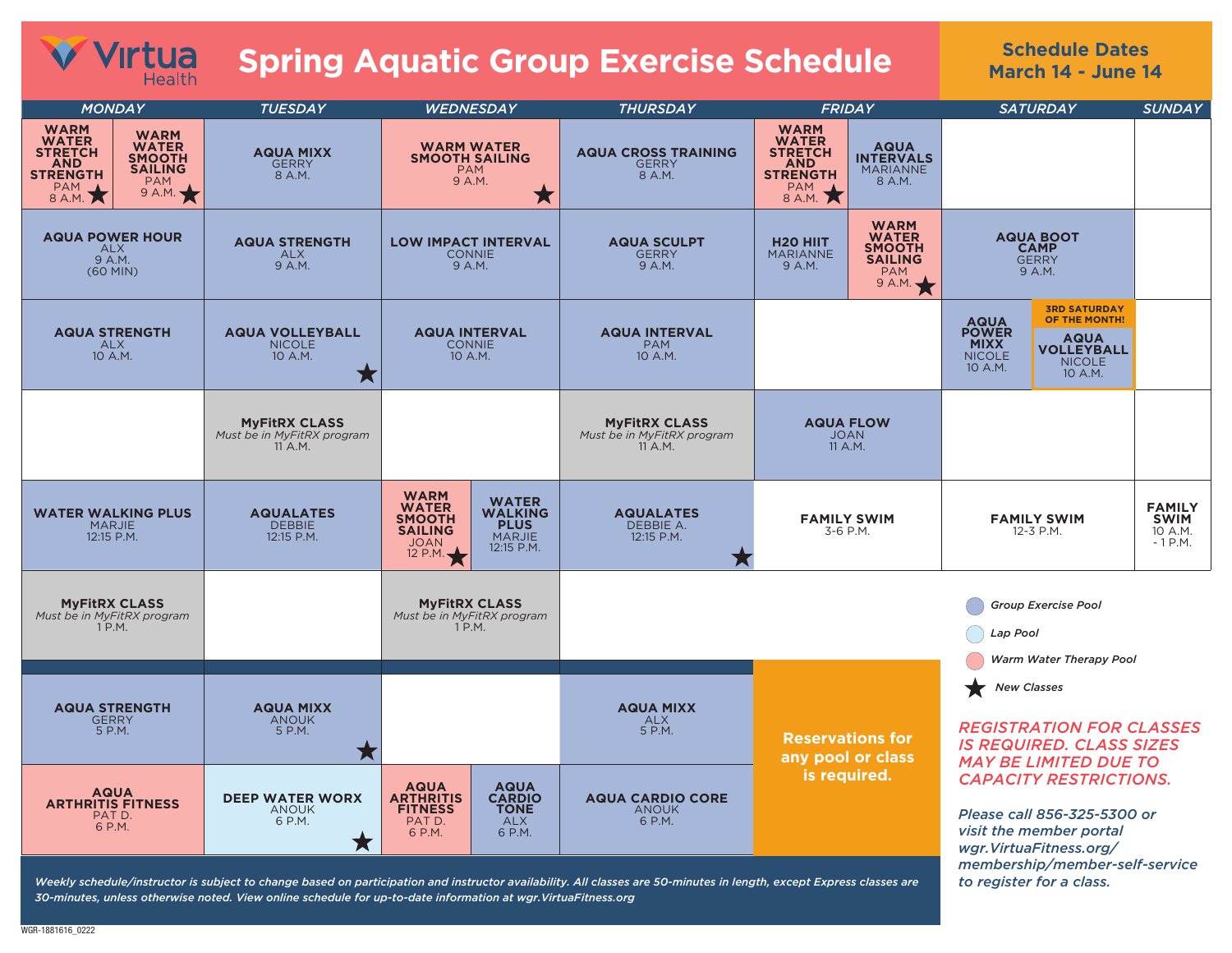# Virtua Health

# Spring Aquatic Group Exercise Schedule

**Schedule Dates March 14 - June 14**

| MONDAY | TUESDAY | WEDNESDAY | THURSDAY | FRIDAY | SATURDAY | SUNDAY |
|---|---|---|---|---|---|---|
| **WARM WATER STRETCH AND STRENGTH** PAM 8 A.M. ★ / **WARM WATER SMOOTH SAILING** PAM 9 A.M. ★ | **AQUA MIXX** GERRY 8 A.M. | **WARM WATER SMOOTH SAILING** PAM 9 A.M. ★ | **AQUA CROSS TRAINING** GERRY 8 A.M. | **WARM WATER STRETCH AND STRENGTH** PAM 8 A.M. ★ / **AQUA INTERVALS** MARIANNE 8 A.M. | | |
| **AQUA POWER HOUR** ALX 9 A.M. (60 MIN) | **AQUA STRENGTH** ALX 9 A.M. | **LOW IMPACT INTERVAL** CONNIE 9 A.M. | **AQUA SCULPT** GERRY 9 A.M. | **H20 HIIT** MARIANNE 9 A.M. / **WARM WATER SMOOTH SAILING** PAM 9 A.M. ★ | **AQUA BOOT CAMP** GERRY 9 A.M. | |
| **AQUA STRENGTH** ALX 10 A.M. | **AQUA VOLLEYBALL** NICOLE 10 A.M. ★ | **AQUA INTERVAL** CONNIE 10 A.M. | **AQUA INTERVAL** PAM 10 A.M. | | **AQUA POWER MIXX** NICOLE 10 A.M. / 3RD SATURDAY OF THE MONTH! **AQUA VOLLEYBALL** NICOLE 10 A.M. | |
| | **MyFitRX CLASS** *Must be in MyFitRX program* 11 A.M. | | **MyFitRX CLASS** *Must be in MyFitRX program* 11 A.M. | **AQUA FLOW** JOAN 11 A.M. | | |
| **WATER WALKING PLUS** MARJIE 12:15 P.M. | **AQUALATES** DEBBIE 12:15 P.M. | **WARM WATER SMOOTH SAILING** JOAN 12 P.M. ★ / **WATER WALKING PLUS** MARJIE 12:15 P.M. | **AQUALATES** DEBBIE A. 12:15 P.M. ★ | **FAMILY SWIM** 3-6 P.M. | **FAMILY SWIM** 12-3 P.M. | **FAMILY SWIM** 10 A.M. - 1 P.M. |
| **MyFitRX CLASS** *Must be in MyFitRX program* 1 P.M. | | **MyFitRX CLASS** *Must be in MyFitRX program* 1 P.M. | | | | |
| **AQUA STRENGTH** GERRY 5 P.M. | **AQUA MIXX** ANOUK 5 P.M. ★ | | **AQUA MIXX** ALX 5 P.M. | **Reservations for any pool or class is required.** | | |
| **AQUA ARTHRITIS FITNESS** PAT D. 6 P.M. | **DEEP WATER WORX** ANOUK 6 P.M. ★ | **AQUA ARTHRITIS FITNESS** PAT D. 6 P.M. / **AQUA CARDIO TONE** ALX 6 P.M. | **AQUA CARDIO CORE** ANOUK 6 P.M. | | | |

- *Group Exercise Pool*
- *Lap Pool*
- *Warm Water Therapy Pool*
- ★ *New Classes*

***REGISTRATION FOR CLASSES IS REQUIRED. CLASS SIZES MAY BE LIMITED DUE TO CAPACITY RESTRICTIONS.***

*Please call 856-325-5300 or visit the member portal wgr.VirtuaFitness.org/membership/member-self-service to register for a class.*

*Weekly schedule/instructor is subject to change based on participation and instructor availability. All classes are 50-minutes in length, except Express classes are 30-minutes, unless otherwise noted. View online schedule for up-to-date information at wgr.VirtuaFitness.org*

WGR-1881616_0222